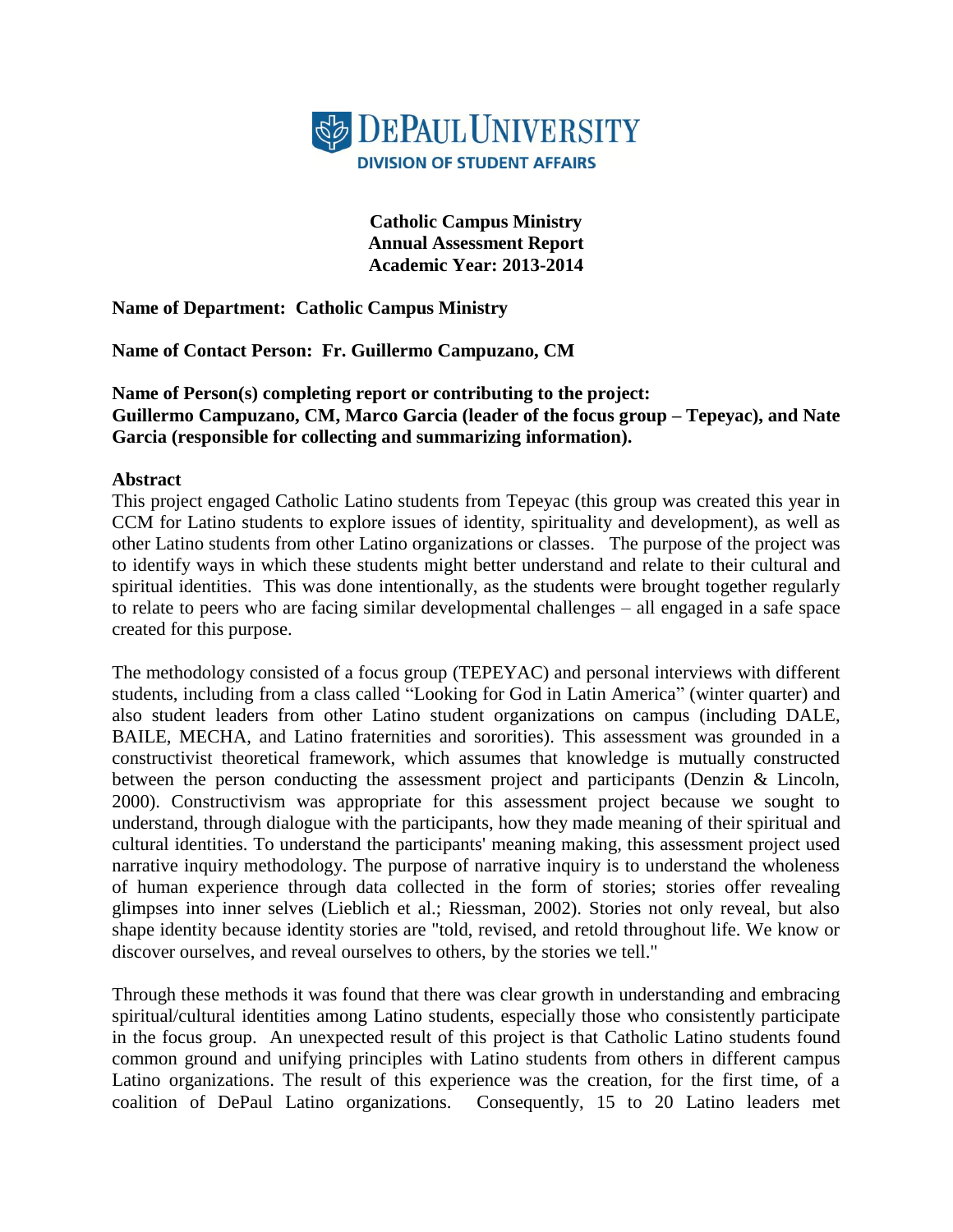DEPAUL UNIVERSITY
DIVISION OF STUDENT AFFAIRS

**Catholic Campus Ministry**
**Annual Assessment Report**
**Academic Year: 2013-2014**

**Name of Department: Catholic Campus Ministry**

**Name of Contact Person: Fr. Guillermo Campuzano, CM**

**Name of Person(s) completing report or contributing to the project:**
**Guillermo Campuzano, CM, Marco Garcia (leader of the focus group – Tepeyac), and Nate Garcia (responsible for collecting and summarizing information).**

**Abstract**

This project engaged Catholic Latino students from Tepeyac (this group was created this year in CCM for Latino students to explore issues of identity, spirituality and development), as well as other Latino students from other Latino organizations or classes. The purpose of the project was to identify ways in which these students might better understand and relate to their cultural and spiritual identities. This was done intentionally, as the students were brought together regularly to relate to peers who are facing similar developmental challenges – all engaged in a safe space created for this purpose.

The methodology consisted of a focus group (TEPEYAC) and personal interviews with different students, including from a class called "Looking for God in Latin America" (winter quarter) and also student leaders from other Latino student organizations on campus (including DALE, BAILE, MECHA, and Latino fraternities and sororities). This assessment was grounded in a constructivist theoretical framework, which assumes that knowledge is mutually constructed between the person conducting the assessment project and participants (Denzin & Lincoln, 2000). Constructivism was appropriate for this assessment project because we sought to understand, through dialogue with the participants, how they made meaning of their spiritual and cultural identities. To understand the participants' meaning making, this assessment project used narrative inquiry methodology. The purpose of narrative inquiry is to understand the wholeness of human experience through data collected in the form of stories; stories offer revealing glimpses into inner selves (Lieblich et al.; Riessman, 2002). Stories not only reveal, but also shape identity because identity stories are "told, revised, and retold throughout life. We know or discover ourselves, and reveal ourselves to others, by the stories we tell."

Through these methods it was found that there was clear growth in understanding and embracing spiritual/cultural identities among Latino students, especially those who consistently participate in the focus group. An unexpected result of this project is that Catholic Latino students found common ground and unifying principles with Latino students from others in different campus Latino organizations. The result of this experience was the creation, for the first time, of a coalition of DePaul Latino organizations. Consequently, 15 to 20 Latino leaders met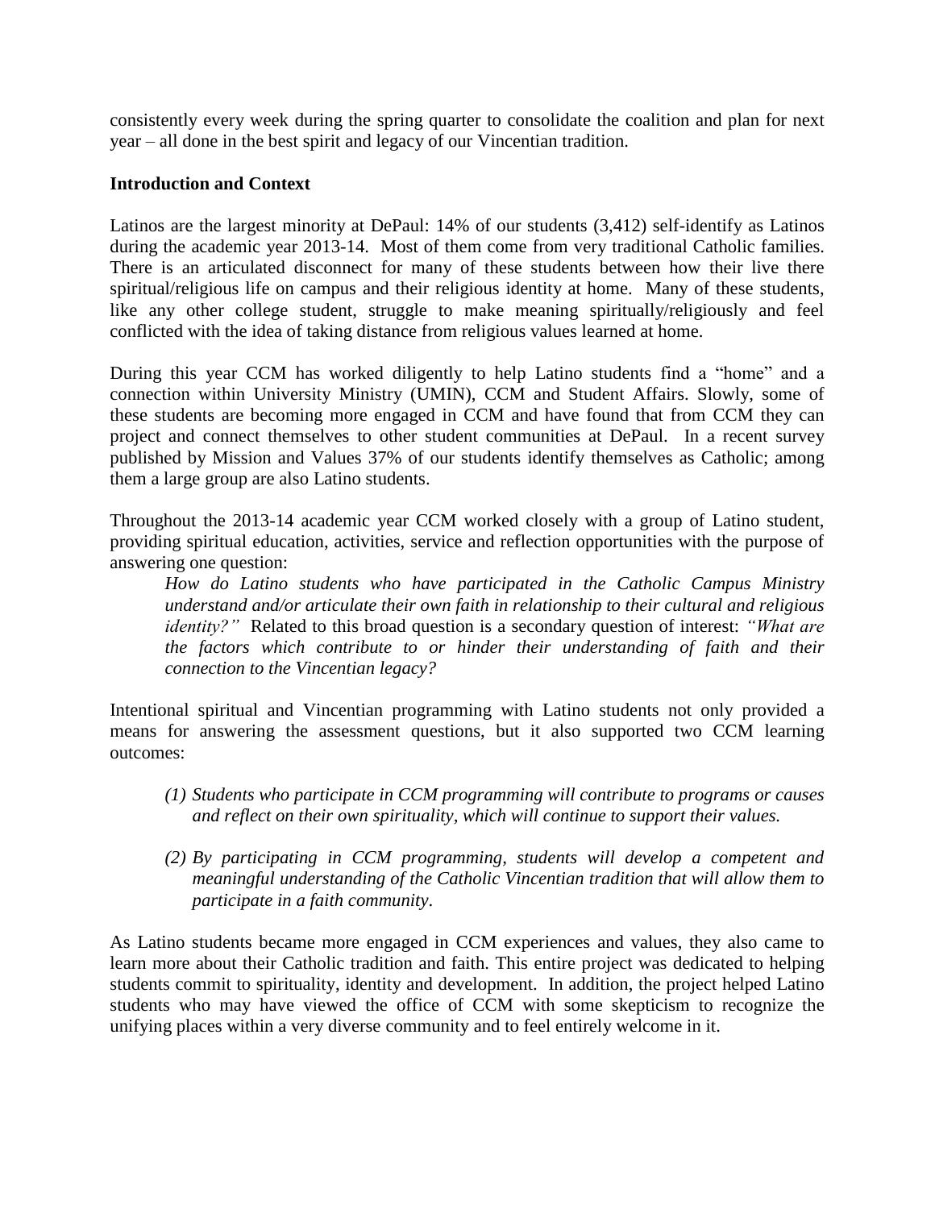consistently every week during the spring quarter to consolidate the coalition and plan for next year – all done in the best spirit and legacy of our Vincentian tradition.

**Introduction and Context**

Latinos are the largest minority at DePaul: 14% of our students (3,412) self-identify as Latinos during the academic year 2013-14. Most of them come from very traditional Catholic families. There is an articulated disconnect for many of these students between how their live there spiritual/religious life on campus and their religious identity at home. Many of these students, like any other college student, struggle to make meaning spiritually/religiously and feel conflicted with the idea of taking distance from religious values learned at home.

During this year CCM has worked diligently to help Latino students find a "home" and a connection within University Ministry (UMIN), CCM and Student Affairs. Slowly, some of these students are becoming more engaged in CCM and have found that from CCM they can project and connect themselves to other student communities at DePaul. In a recent survey published by Mission and Values 37% of our students identify themselves as Catholic; among them a large group are also Latino students.

Throughout the 2013-14 academic year CCM worked closely with a group of Latino student, providing spiritual education, activities, service and reflection opportunities with the purpose of answering one question:

> *How do Latino students who have participated in the Catholic Campus Ministry understand and/or articulate their own faith in relationship to their cultural and religious identity?"* Related to this broad question is a secondary question of interest: *"What are the factors which contribute to or hinder their understanding of faith and their connection to the Vincentian legacy?*

Intentional spiritual and Vincentian programming with Latino students not only provided a means for answering the assessment questions, but it also supported two CCM learning outcomes:

1. *Students who participate in CCM programming will contribute to programs or causes and reflect on their own spirituality, which will continue to support their values.*
2. *By participating in CCM programming, students will develop a competent and meaningful understanding of the Catholic Vincentian tradition that will allow them to participate in a faith community.*

As Latino students became more engaged in CCM experiences and values, they also came to learn more about their Catholic tradition and faith. This entire project was dedicated to helping students commit to spirituality, identity and development. In addition, the project helped Latino students who may have viewed the office of CCM with some skepticism to recognize the unifying places within a very diverse community and to feel entirely welcome in it.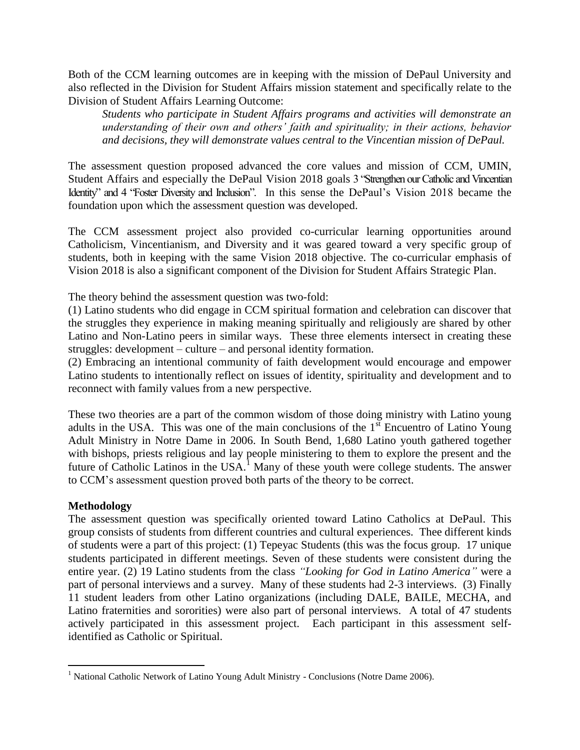Both of the CCM learning outcomes are in keeping with the mission of DePaul University and also reflected in the Division for Student Affairs mission statement and specifically relate to the Division of Student Affairs Learning Outcome:

> *Students who participate in Student Affairs programs and activities will demonstrate an understanding of their own and others' faith and spirituality; in their actions, behavior and decisions, they will demonstrate values central to the Vincentian mission of DePaul.*

The assessment question proposed advanced the core values and mission of CCM, UMIN, Student Affairs and especially the DePaul Vision 2018 goals 3 "Strengthen our Catholic and Vincentian Identity" and 4 "Foster Diversity and Inclusion". In this sense the DePaul's Vision 2018 became the foundation upon which the assessment question was developed.

The CCM assessment project also provided co-curricular learning opportunities around Catholicism, Vincentianism, and Diversity and it was geared toward a very specific group of students, both in keeping with the same Vision 2018 objective. The co-curricular emphasis of Vision 2018 is also a significant component of the Division for Student Affairs Strategic Plan.

The theory behind the assessment question was two-fold:
(1) Latino students who did engage in CCM spiritual formation and celebration can discover that the struggles they experience in making meaning spiritually and religiously are shared by other Latino and Non-Latino peers in similar ways. These three elements intersect in creating these struggles: development – culture – and personal identity formation.
(2) Embracing an intentional community of faith development would encourage and empower Latino students to intentionally reflect on issues of identity, spirituality and development and to reconnect with family values from a new perspective.

These two theories are a part of the common wisdom of those doing ministry with Latino young adults in the USA. This was one of the main conclusions of the 1st Encuentro of Latino Young Adult Ministry in Notre Dame in 2006. In South Bend, 1,680 Latino youth gathered together with bishops, priests religious and lay people ministering to them to explore the present and the future of Catholic Latinos in the USA.[1] Many of these youth were college students. The answer to CCM's assessment question proved both parts of the theory to be correct.

**Methodology**
The assessment question was specifically oriented toward Latino Catholics at DePaul. This group consists of students from different countries and cultural experiences. Thee different kinds of students were a part of this project: (1) Tepeyac Students (this was the focus group. 17 unique students participated in different meetings. Seven of these students were consistent during the entire year. (2) 19 Latino students from the class *"Looking for God in Latino America"* were a part of personal interviews and a survey. Many of these students had 2-3 interviews. (3) Finally 11 student leaders from other Latino organizations (including DALE, BAILE, MECHA, and Latino fraternities and sororities) were also part of personal interviews. A total of 47 students actively participated in this assessment project. Each participant in this assessment self-identified as Catholic or Spiritual.

---

[1] National Catholic Network of Latino Young Adult Ministry - Conclusions (Notre Dame 2006).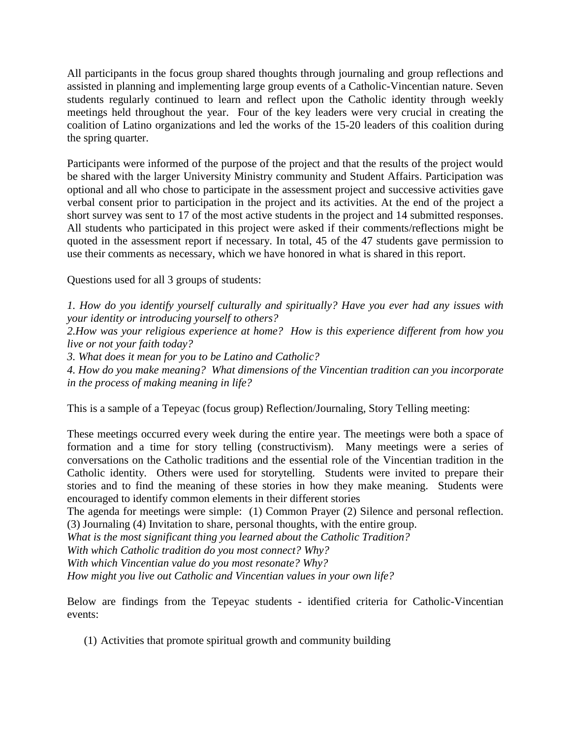All participants in the focus group shared thoughts through journaling and group reflections and assisted in planning and implementing large group events of a Catholic-Vincentian nature. Seven students regularly continued to learn and reflect upon the Catholic identity through weekly meetings held throughout the year. Four of the key leaders were very crucial in creating the coalition of Latino organizations and led the works of the 15-20 leaders of this coalition during the spring quarter.

Participants were informed of the purpose of the project and that the results of the project would be shared with the larger University Ministry community and Student Affairs. Participation was optional and all who chose to participate in the assessment project and successive activities gave verbal consent prior to participation in the project and its activities. At the end of the project a short survey was sent to 17 of the most active students in the project and 14 submitted responses. All students who participated in this project were asked if their comments/reflections might be quoted in the assessment report if necessary. In total, 45 of the 47 students gave permission to use their comments as necessary, which we have honored in what is shared in this report.

Questions used for all 3 groups of students:

*1. How do you identify yourself culturally and spiritually? Have you ever had any issues with your identity or introducing yourself to others?*
*2.How was your religious experience at home? How is this experience different from how you live or not your faith today?*
*3. What does it mean for you to be Latino and Catholic?*
*4. How do you make meaning? What dimensions of the Vincentian tradition can you incorporate in the process of making meaning in life?*

This is a sample of a Tepeyac (focus group) Reflection/Journaling, Story Telling meeting:

These meetings occurred every week during the entire year. The meetings were both a space of formation and a time for story telling (constructivism). Many meetings were a series of conversations on the Catholic traditions and the essential role of the Vincentian tradition in the Catholic identity. Others were used for storytelling. Students were invited to prepare their stories and to find the meaning of these stories in how they make meaning. Students were encouraged to identify common elements in their different stories
The agenda for meetings were simple: (1) Common Prayer (2) Silence and personal reflection. (3) Journaling (4) Invitation to share, personal thoughts, with the entire group.
*What is the most significant thing you learned about the Catholic Tradition?*
*With which Catholic tradition do you most connect? Why?*
*With which Vincentian value do you most resonate? Why?*
*How might you live out Catholic and Vincentian values in your own life?*

Below are findings from the Tepeyac students - identified criteria for Catholic-Vincentian events:

(1) Activities that promote spiritual growth and community building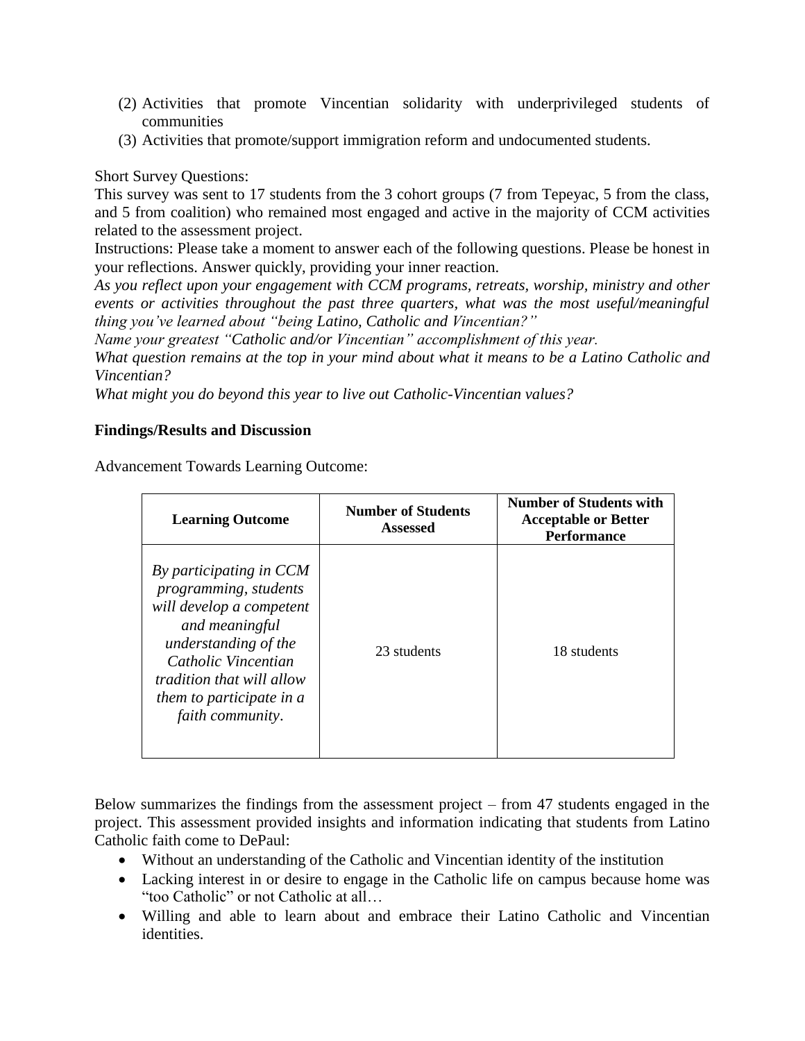(2) Activities that promote Vincentian solidarity with underprivileged students of communities
(3) Activities that promote/support immigration reform and undocumented students.

Short Survey Questions:
This survey was sent to 17 students from the 3 cohort groups (7 from Tepeyac, 5 from the class, and 5 from coalition) who remained most engaged and active in the majority of CCM activities related to the assessment project.
Instructions: Please take a moment to answer each of the following questions. Please be honest in your reflections. Answer quickly, providing your inner reaction.
*As you reflect upon your engagement with CCM programs, retreats, worship, ministry and other events or activities throughout the past three quarters, what was the most useful/meaningful thing you've learned about "being Latino, Catholic and Vincentian?"*
*Name your greatest "Catholic and/or Vincentian" accomplishment of this year.*
*What question remains at the top in your mind about what it means to be a Latino Catholic and Vincentian?*
*What might you do beyond this year to live out Catholic-Vincentian values?*

**Findings/Results and Discussion**

Advancement Towards Learning Outcome:

| Learning Outcome | Number of Students Assessed | Number of Students with Acceptable or Better Performance |
|---|---|---|
| *By participating in CCM programming, students will develop a competent and meaningful understanding of the Catholic Vincentian tradition that will allow them to participate in a faith community*. | 23 students | 18 students |

Below summarizes the findings from the assessment project – from 47 students engaged in the project. This assessment provided insights and information indicating that students from Latino Catholic faith come to DePaul:

- Without an understanding of the Catholic and Vincentian identity of the institution
- Lacking interest in or desire to engage in the Catholic life on campus because home was "too Catholic" or not Catholic at all…
- Willing and able to learn about and embrace their Latino Catholic and Vincentian identities.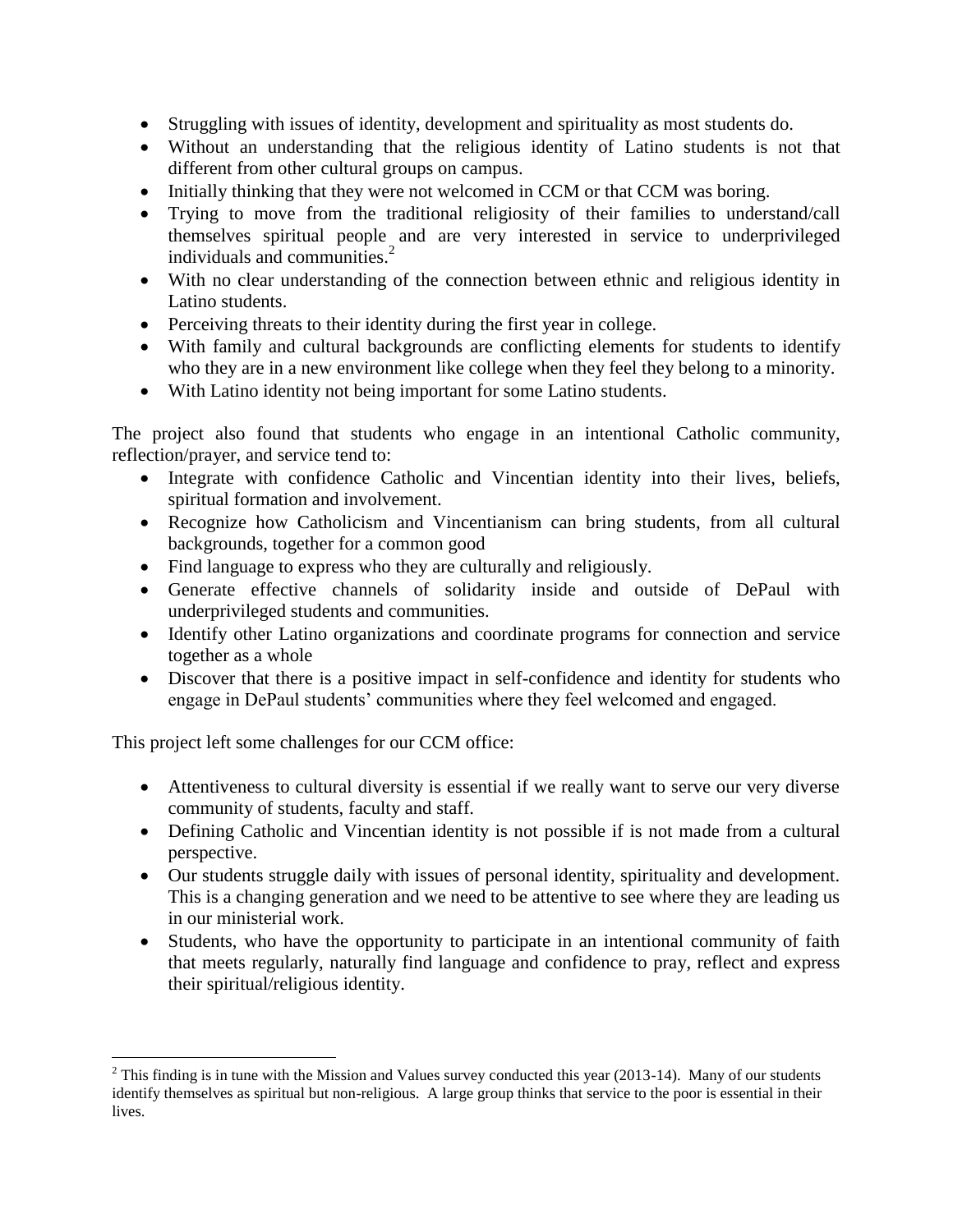- Struggling with issues of identity, development and spirituality as most students do.
- Without an understanding that the religious identity of Latino students is not that different from other cultural groups on campus.
- Initially thinking that they were not welcomed in CCM or that CCM was boring.
- Trying to move from the traditional religiosity of their families to understand/call themselves spiritual people and are very interested in service to underprivileged individuals and communities.[2]
- With no clear understanding of the connection between ethnic and religious identity in Latino students.
- Perceiving threats to their identity during the first year in college.
- With family and cultural backgrounds are conflicting elements for students to identify who they are in a new environment like college when they feel they belong to a minority.
- With Latino identity not being important for some Latino students.

The project also found that students who engage in an intentional Catholic community, reflection/prayer, and service tend to:

- Integrate with confidence Catholic and Vincentian identity into their lives, beliefs, spiritual formation and involvement.
- Recognize how Catholicism and Vincentianism can bring students, from all cultural backgrounds, together for a common good
- Find language to express who they are culturally and religiously.
- Generate effective channels of solidarity inside and outside of DePaul with underprivileged students and communities.
- Identify other Latino organizations and coordinate programs for connection and service together as a whole
- Discover that there is a positive impact in self-confidence and identity for students who engage in DePaul students' communities where they feel welcomed and engaged.

This project left some challenges for our CCM office:

- Attentiveness to cultural diversity is essential if we really want to serve our very diverse community of students, faculty and staff.
- Defining Catholic and Vincentian identity is not possible if is not made from a cultural perspective.
- Our students struggle daily with issues of personal identity, spirituality and development. This is a changing generation and we need to be attentive to see where they are leading us in our ministerial work.
- Students, who have the opportunity to participate in an intentional community of faith that meets regularly, naturally find language and confidence to pray, reflect and express their spiritual/religious identity.

---

[2] This finding is in tune with the Mission and Values survey conducted this year (2013-14). Many of our students identify themselves as spiritual but non-religious. A large group thinks that service to the poor is essential in their lives.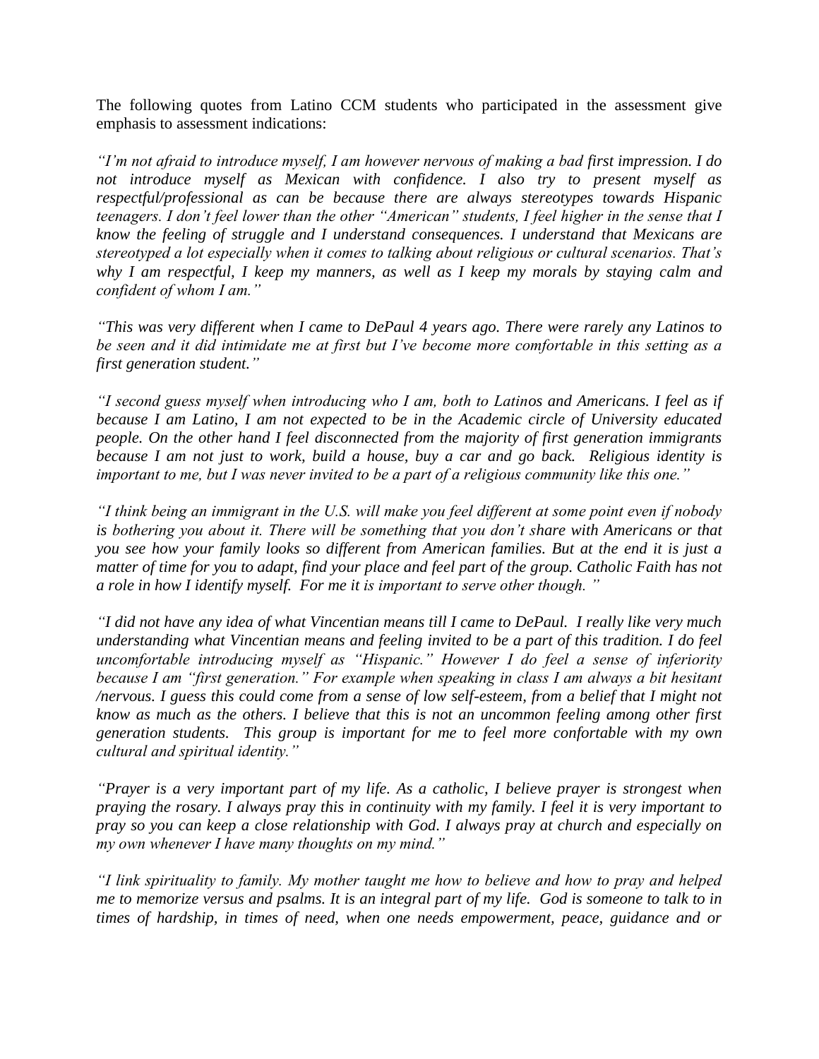The following quotes from Latino CCM students who participated in the assessment give emphasis to assessment indications:

*"I'm not afraid to introduce myself, I am however nervous of making a bad first impression. I do not introduce myself as Mexican with confidence. I also try to present myself as respectful/professional as can be because there are always stereotypes towards Hispanic teenagers. I don't feel lower than the other "American" students, I feel higher in the sense that I know the feeling of struggle and I understand consequences. I understand that Mexicans are stereotyped a lot especially when it comes to talking about religious or cultural scenarios. That's why I am respectful, I keep my manners, as well as I keep my morals by staying calm and confident of whom I am."*

*"This was very different when I came to DePaul 4 years ago. There were rarely any Latinos to be seen and it did intimidate me at first but I've become more comfortable in this setting as a first generation student."*

*"I second guess myself when introducing who I am, both to Latinos and Americans. I feel as if because I am Latino, I am not expected to be in the Academic circle of University educated people. On the other hand I feel disconnected from the majority of first generation immigrants because I am not just to work, build a house, buy a car and go back. Religious identity is important to me, but I was never invited to be a part of a religious community like this one."*

*"I think being an immigrant in the U.S. will make you feel different at some point even if nobody is bothering you about it. There will be something that you don't share with Americans or that you see how your family looks so different from American families. But at the end it is just a matter of time for you to adapt, find your place and feel part of the group. Catholic Faith has not a role in how I identify myself. For me it is important to serve other though. "*

*"I did not have any idea of what Vincentian means till I came to DePaul. I really like very much understanding what Vincentian means and feeling invited to be a part of this tradition. I do feel uncomfortable introducing myself as "Hispanic." However I do feel a sense of inferiority because I am "first generation." For example when speaking in class I am always a bit hesitant /nervous. I guess this could come from a sense of low self-esteem, from a belief that I might not know as much as the others. I believe that this is not an uncommon feeling among other first generation students. This group is important for me to feel more confortable with my own cultural and spiritual identity."*

*"Prayer is a very important part of my life. As a catholic, I believe prayer is strongest when praying the rosary. I always pray this in continuity with my family. I feel it is very important to pray so you can keep a close relationship with God. I always pray at church and especially on my own whenever I have many thoughts on my mind."*

*"I link spirituality to family. My mother taught me how to believe and how to pray and helped me to memorize versus and psalms. It is an integral part of my life. God is someone to talk to in times of hardship, in times of need, when one needs empowerment, peace, guidance and or*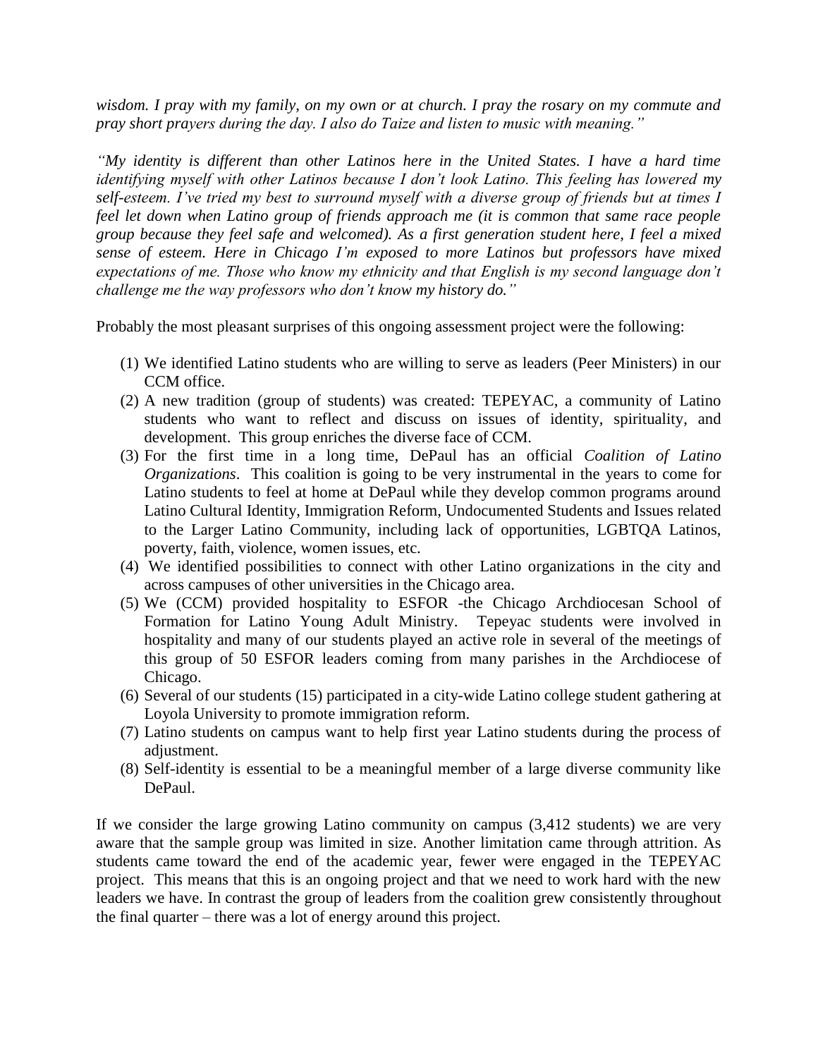*wisdom. I pray with my family, on my own or at church. I pray the rosary on my commute and pray short prayers during the day. I also do Taize and listen to music with meaning."*

*"My identity is different than other Latinos here in the United States. I have a hard time identifying myself with other Latinos because I don't look Latino. This feeling has lowered my self-esteem. I've tried my best to surround myself with a diverse group of friends but at times I feel let down when Latino group of friends approach me (it is common that same race people group because they feel safe and welcomed). As a first generation student here, I feel a mixed sense of esteem. Here in Chicago I'm exposed to more Latinos but professors have mixed expectations of me. Those who know my ethnicity and that English is my second language don't challenge me the way professors who don't know my history do."*

Probably the most pleasant surprises of this ongoing assessment project were the following:

(1) We identified Latino students who are willing to serve as leaders (Peer Ministers) in our CCM office.
(2) A new tradition (group of students) was created: TEPEYAC, a community of Latino students who want to reflect and discuss on issues of identity, spirituality, and development. This group enriches the diverse face of CCM.
(3) For the first time in a long time, DePaul has an official *Coalition of Latino Organizations*. This coalition is going to be very instrumental in the years to come for Latino students to feel at home at DePaul while they develop common programs around Latino Cultural Identity, Immigration Reform, Undocumented Students and Issues related to the Larger Latino Community, including lack of opportunities, LGBTQA Latinos, poverty, faith, violence, women issues, etc.
(4) We identified possibilities to connect with other Latino organizations in the city and across campuses of other universities in the Chicago area.
(5) We (CCM) provided hospitality to ESFOR -the Chicago Archdiocesan School of Formation for Latino Young Adult Ministry. Tepeyac students were involved in hospitality and many of our students played an active role in several of the meetings of this group of 50 ESFOR leaders coming from many parishes in the Archdiocese of Chicago.
(6) Several of our students (15) participated in a city-wide Latino college student gathering at Loyola University to promote immigration reform.
(7) Latino students on campus want to help first year Latino students during the process of adjustment.
(8) Self-identity is essential to be a meaningful member of a large diverse community like DePaul.

If we consider the large growing Latino community on campus (3,412 students) we are very aware that the sample group was limited in size. Another limitation came through attrition. As students came toward the end of the academic year, fewer were engaged in the TEPEYAC project. This means that this is an ongoing project and that we need to work hard with the new leaders we have. In contrast the group of leaders from the coalition grew consistently throughout the final quarter – there was a lot of energy around this project.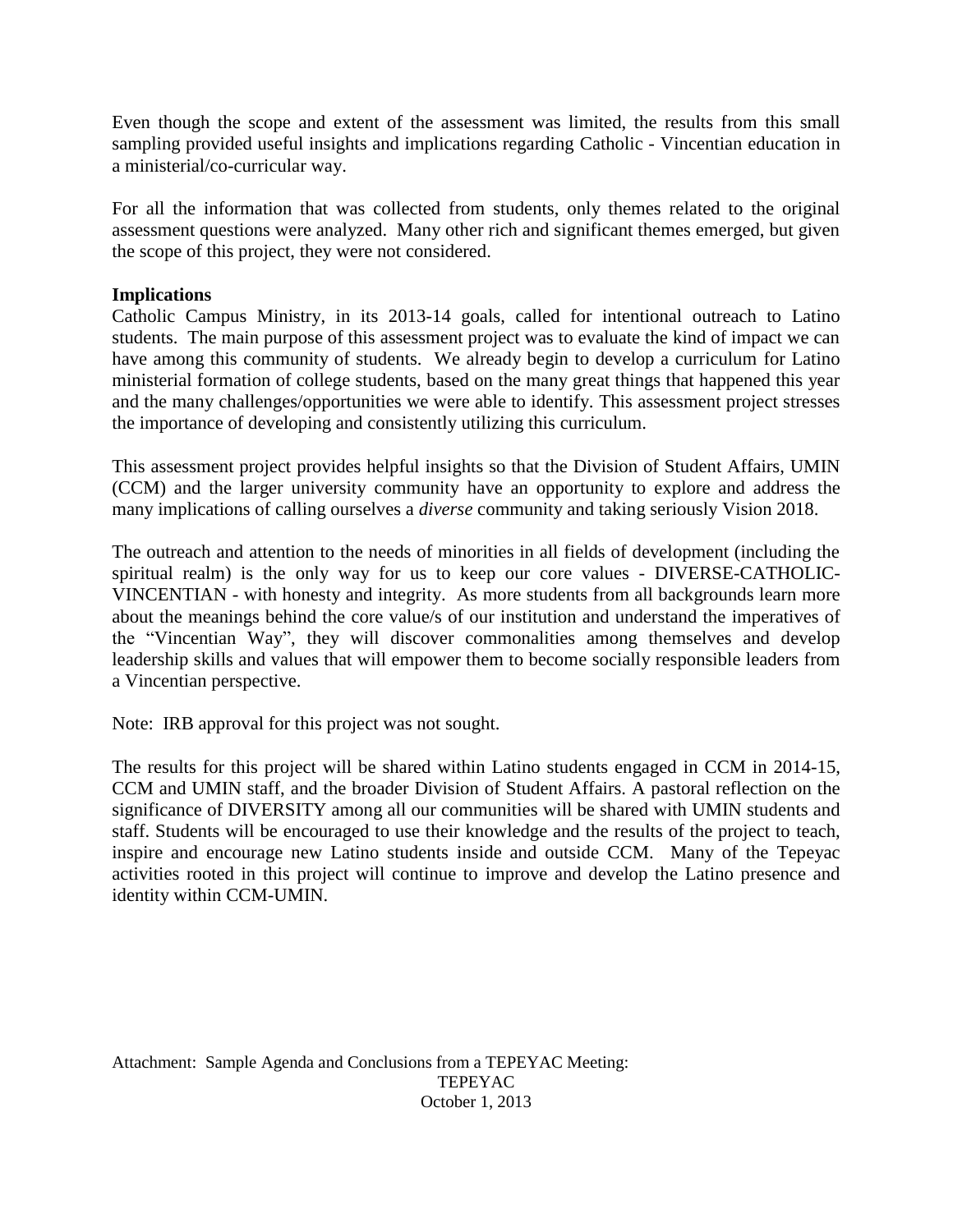Even though the scope and extent of the assessment was limited, the results from this small sampling provided useful insights and implications regarding Catholic - Vincentian education in a ministerial/co-curricular way.

For all the information that was collected from students, only themes related to the original assessment questions were analyzed. Many other rich and significant themes emerged, but given the scope of this project, they were not considered.

**Implications**

Catholic Campus Ministry, in its 2013-14 goals, called for intentional outreach to Latino students. The main purpose of this assessment project was to evaluate the kind of impact we can have among this community of students. We already begin to develop a curriculum for Latino ministerial formation of college students, based on the many great things that happened this year and the many challenges/opportunities we were able to identify. This assessment project stresses the importance of developing and consistently utilizing this curriculum.

This assessment project provides helpful insights so that the Division of Student Affairs, UMIN (CCM) and the larger university community have an opportunity to explore and address the many implications of calling ourselves a *diverse* community and taking seriously Vision 2018.

The outreach and attention to the needs of minorities in all fields of development (including the spiritual realm) is the only way for us to keep our core values - DIVERSE-CATHOLIC-VINCENTIAN - with honesty and integrity. As more students from all backgrounds learn more about the meanings behind the core value/s of our institution and understand the imperatives of the "Vincentian Way", they will discover commonalities among themselves and develop leadership skills and values that will empower them to become socially responsible leaders from a Vincentian perspective.

Note: IRB approval for this project was not sought.

The results for this project will be shared within Latino students engaged in CCM in 2014-15, CCM and UMIN staff, and the broader Division of Student Affairs. A pastoral reflection on the significance of DIVERSITY among all our communities will be shared with UMIN students and staff. Students will be encouraged to use their knowledge and the results of the project to teach, inspire and encourage new Latino students inside and outside CCM. Many of the Tepeyac activities rooted in this project will continue to improve and develop the Latino presence and identity within CCM-UMIN.

Attachment: Sample Agenda and Conclusions from a TEPEYAC Meeting:

TEPEYAC

October 1, 2013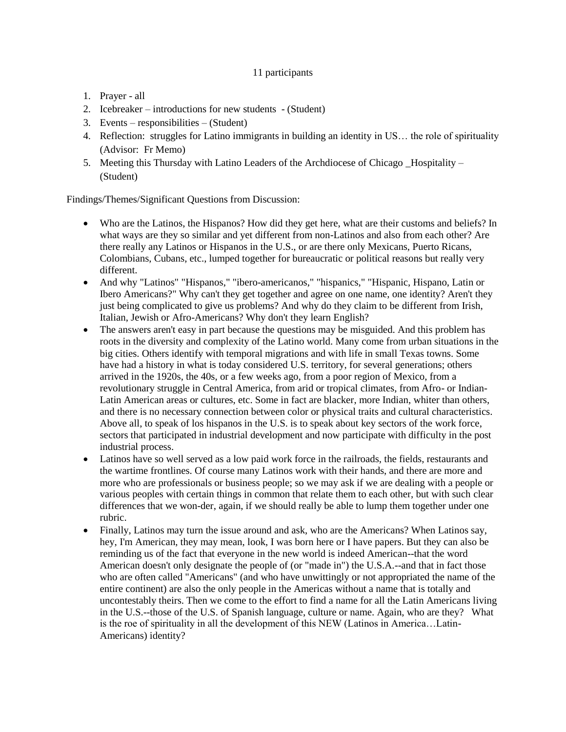11 participants

1. Prayer - all
2. Icebreaker – introductions for new students - (Student)
3. Events – responsibilities – (Student)
4. Reflection: struggles for Latino immigrants in building an identity in US… the role of spirituality (Advisor: Fr Memo)
5. Meeting this Thursday with Latino Leaders of the Archdiocese of Chicago _Hospitality – (Student)

Findings/Themes/Significant Questions from Discussion:

- Who are the Latinos, the Hispanos? How did they get here, what are their customs and beliefs? In what ways are they so similar and yet different from non-Latinos and also from each other? Are there really any Latinos or Hispanos in the U.S., or are there only Mexicans, Puerto Ricans, Colombians, Cubans, etc., lumped together for bureaucratic or political reasons but really very different.
- And why "Latinos" "Hispanos," "ibero-americanos," "hispanics," "Hispanic, Hispano, Latin or Ibero Americans?" Why can't they get together and agree on one name, one identity? Aren't they just being complicated to give us problems? And why do they claim to be different from Irish, Italian, Jewish or Afro-Americans? Why don't they learn English?
- The answers aren't easy in part because the questions may be misguided. And this problem has roots in the diversity and complexity of the Latino world. Many come from urban situations in the big cities. Others identify with temporal migrations and with life in small Texas towns. Some have had a history in what is today considered U.S. territory, for several generations; others arrived in the 1920s, the 40s, or a few weeks ago, from a poor region of Mexico, from a revolutionary struggle in Central America, from arid or tropical climates, from Afro- or Indian-Latin American areas or cultures, etc. Some in fact are blacker, more Indian, whiter than others, and there is no necessary connection between color or physical traits and cultural characteristics. Above all, to speak of los hispanos in the U.S. is to speak about key sectors of the work force, sectors that participated in industrial development and now participate with difficulty in the post industrial process.
- Latinos have so well served as a low paid work force in the railroads, the fields, restaurants and the wartime frontlines. Of course many Latinos work with their hands, and there are more and more who are professionals or business people; so we may ask if we are dealing with a people or various peoples with certain things in common that relate them to each other, but with such clear differences that we won-der, again, if we should really be able to lump them together under one rubric.
- Finally, Latinos may turn the issue around and ask, who are the Americans? When Latinos say, hey, I'm American, they may mean, look, I was born here or I have papers. But they can also be reminding us of the fact that everyone in the new world is indeed American--that the word American doesn't only designate the people of (or "made in") the U.S.A.--and that in fact those who are often called "Americans" (and who have unwittingly or not appropriated the name of the entire continent) are also the only people in the Americas without a name that is totally and uncontestably theirs. Then we come to the effort to find a name for all the Latin Americans living in the U.S.--those of the U.S. of Spanish language, culture or name. Again, who are they? What is the roe of spirituality in all the development of this NEW (Latinos in America…Latin-Americans) identity?